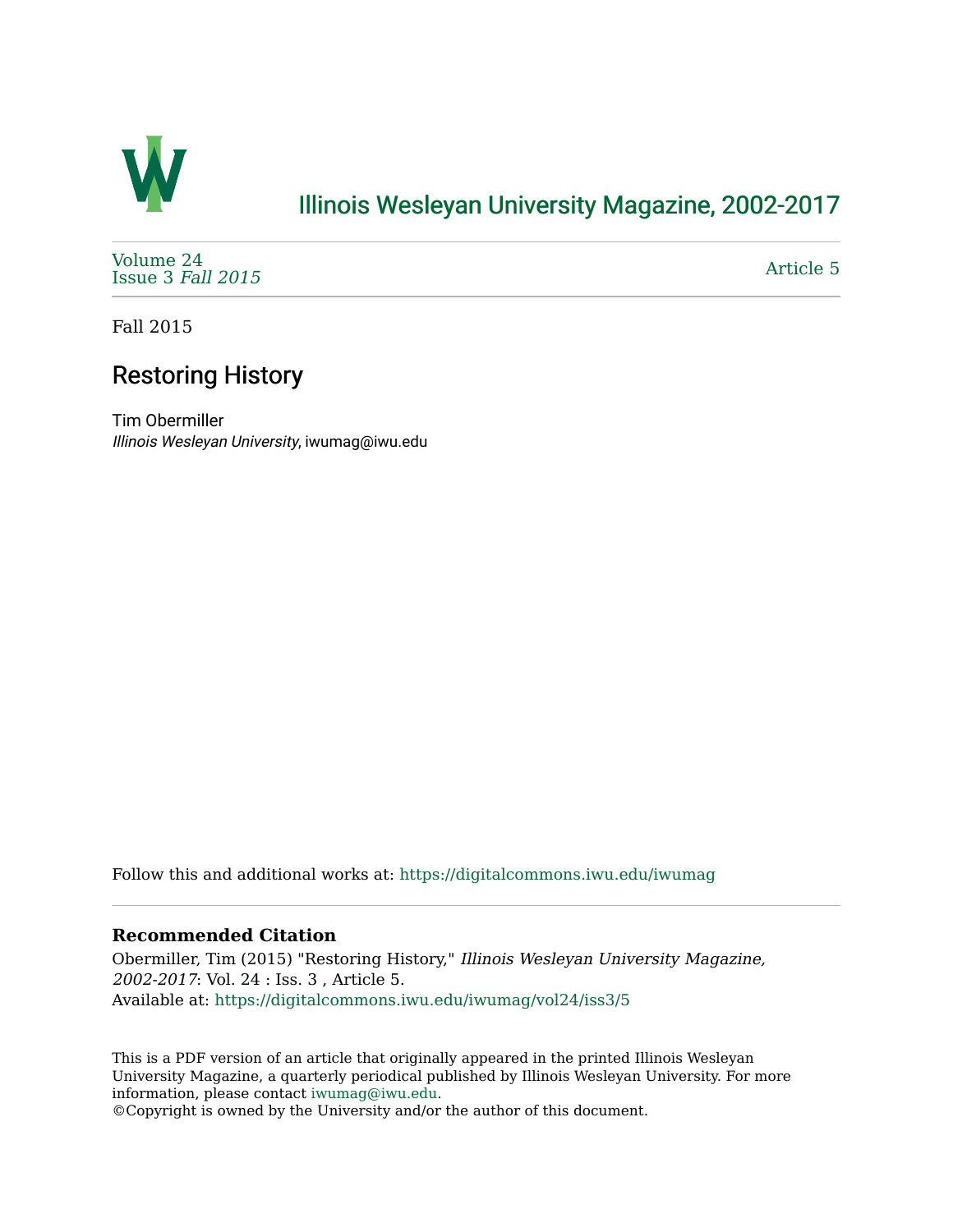# Illinois Wesleyan University Magazine, 2002-2017

Volume 24
Issue 3 *Fall 2015*

Article 5

Fall 2015

## Restoring History

Tim Obermiller
*Illinois Wesleyan University*, iwumag@iwu.edu

Follow this and additional works at: https://digitalcommons.iwu.edu/iwumag

### Recommended Citation

Obermiller, Tim (2015) "Restoring History," *Illinois Wesleyan University Magazine, 2002-2017*: Vol. 24 : Iss. 3 , Article 5.
Available at: https://digitalcommons.iwu.edu/iwumag/vol24/iss3/5

This is a PDF version of an article that originally appeared in the printed Illinois Wesleyan University Magazine, a quarterly periodical published by Illinois Wesleyan University. For more information, please contact iwumag@iwu.edu.
©Copyright is owned by the University and/or the author of this document.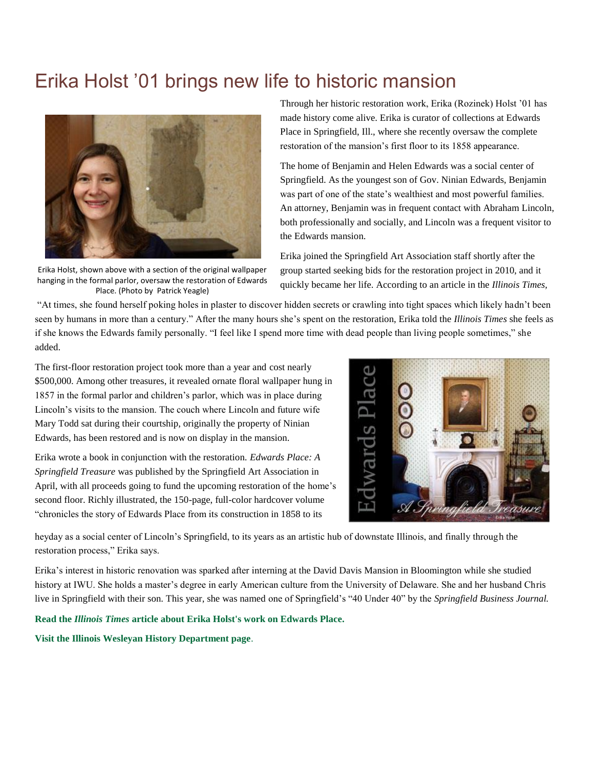# Erika Holst ’01 brings new life to historic mansion

Erika Holst, shown above with a section of the original wallpaper hanging in the formal parlor, oversaw the restoration of Edwards Place. (Photo by Patrick Yeagle)

Through her historic restoration work, Erika (Rozinek) Holst ’01 has made history come alive. Erika is curator of collections at Edwards Place in Springfield, Ill., where she recently oversaw the complete restoration of the mansion’s first floor to its 1858 appearance.

The home of Benjamin and Helen Edwards was a social center of Springfield. As the youngest son of Gov. Ninian Edwards, Benjamin was part of one of the state’s wealthiest and most powerful families. An attorney, Benjamin was in frequent contact with Abraham Lincoln, both professionally and socially, and Lincoln was a frequent visitor to the Edwards mansion.

Erika joined the Springfield Art Association staff shortly after the group started seeking bids for the restoration project in 2010, and it quickly became her life. According to an article in the *Illinois Times*, “At times, she found herself poking holes in plaster to discover hidden secrets or crawling into tight spaces which likely hadn’t been seen by humans in more than a century.” After the many hours she’s spent on the restoration, Erika told the *Illinois Times* she feels as if she knows the Edwards family personally. “I feel like I spend more time with dead people than living people sometimes,” she added.

The first-floor restoration project took more than a year and cost nearly $500,000. Among other treasures, it revealed ornate floral wallpaper hung in 1857 in the formal parlor and children’s parlor, which was in place during Lincoln’s visits to the mansion. The couch where Lincoln and future wife Mary Todd sat during their courtship, originally the property of Ninian Edwards, has been restored and is now on display in the mansion.

Erika wrote a book in conjunction with the restoration. *Edwards Place: A Springfield Treasure* was published by the Springfield Art Association in April, with all proceeds going to fund the upcoming restoration of the home’s second floor. Richly illustrated, the 150-page, full-color hardcover volume “chronicles the story of Edwards Place from its construction in 1858 to its heyday as a social center of Lincoln’s Springfield, to its years as an artistic hub of downstate Illinois, and finally through the restoration process,” Erika says.

Erika’s interest in historic renovation was sparked after interning at the David Davis Mansion in Bloomington while she studied history at IWU. She holds a master’s degree in early American culture from the University of Delaware. She and her husband Chris live in Springfield with their son. This year, she was named one of Springfield’s “40 Under 40” by the *Springfield Business Journal.*

**Read the *Illinois Times* article about Erika Holst's work on Edwards Place.**

**Visit the Illinois Wesleyan History Department page**.